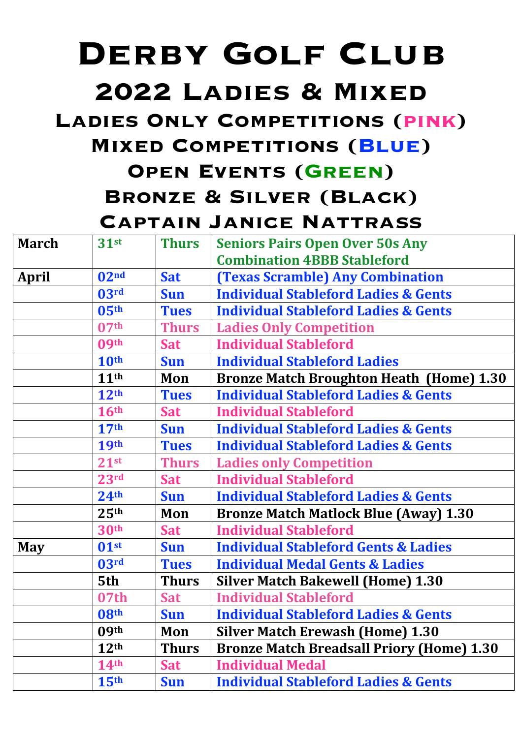# Derby Golf Club

## 2022 Ladies & Mixed

### Ladies Only Competitions (Pink)

### Mixed Competitions (Blue)

### Open Events (Green)

### Bronze & Silver (Black)

### Captain Janice Nattrass

| March | 31st | Thurs | Seniors Pairs Open Over 50s Any Combination 4BBB Stableford |
|---|---|---|---|
| April | 02nd | Sat | (Texas Scramble) Any Combination |
| | 03rd | Sun | Individual Stableford Ladies & Gents |
| | 05th | Tues | Individual Stableford Ladies & Gents |
| | 07th | Thurs | Ladies Only Competition |
| | 09th | Sat | Individual Stableford |
| | 10th | Sun | Individual Stableford Ladies |
| | 11th | Mon | Bronze Match Broughton Heath (Home) 1.30 |
| | 12th | Tues | Individual Stableford Ladies & Gents |
| | 16th | Sat | Individual Stableford |
| | 17th | Sun | Individual Stableford Ladies & Gents |
| | 19th | Tues | Individual Stableford Ladies & Gents |
| | 21st | Thurs | Ladies only Competition |
| | 23rd | Sat | Individual Stableford |
| | 24th | Sun | Individual Stableford Ladies & Gents |
| | 25th | Mon | Bronze Match Matlock Blue (Away) 1.30 |
| | 30th | Sat | Individual Stableford |
| May | 01st | Sun | Individual Stableford Gents & Ladies |
| | 03rd | Tues | Individual Medal Gents & Ladies |
| | 5th | Thurs | Silver Match Bakewell (Home) 1.30 |
| | 07th | Sat | Individual Stableford |
| | 08th | Sun | Individual Stableford Ladies & Gents |
| | 09th | Mon | Silver Match Erewash (Home) 1.30 |
| | 12th | Thurs | Bronze Match Breadsall Priory (Home) 1.30 |
| | 14th | Sat | Individual Medal |
| | 15th | Sun | Individual Stableford Ladies & Gents |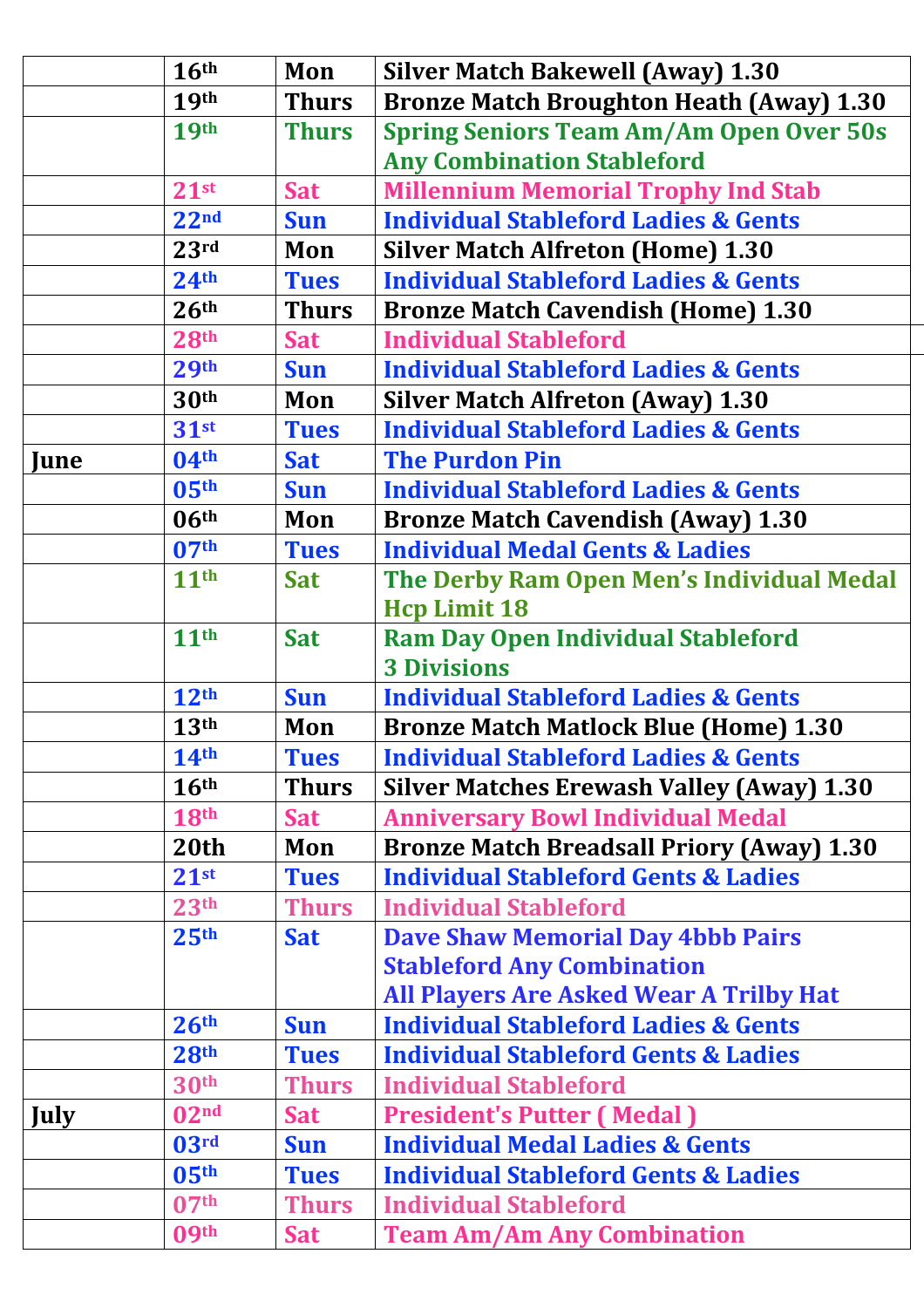| | | | |
|---|---|---|---|
| | 16th | Mon | Silver Match Bakewell (Away) 1.30 |
| | 19th | Thurs | Bronze Match Broughton Heath (Away) 1.30 |
| | 19th | Thurs | Spring Seniors Team Am/Am Open Over 50s Any Combination Stableford |
| | 21st | Sat | Millennium Memorial Trophy Ind Stab |
| | 22nd | Sun | Individual Stableford Ladies & Gents |
| | 23rd | Mon | Silver Match Alfreton (Home) 1.30 |
| | 24th | Tues | Individual Stableford Ladies & Gents |
| | 26th | Thurs | Bronze Match Cavendish (Home) 1.30 |
| | 28th | Sat | Individual Stableford |
| | 29th | Sun | Individual Stableford Ladies & Gents |
| | 30th | Mon | Silver Match Alfreton (Away) 1.30 |
| | 31st | Tues | Individual Stableford Ladies & Gents |
| June | 04th | Sat | The Purdon Pin |
| | 05th | Sun | Individual Stableford Ladies & Gents |
| | 06th | Mon | Bronze Match Cavendish (Away) 1.30 |
| | 07th | Tues | Individual Medal Gents & Ladies |
| | 11th | Sat | The Derby Ram Open Men's Individual Medal Hcp Limit 18 |
| | 11th | Sat | Ram Day Open Individual Stableford 3 Divisions |
| | 12th | Sun | Individual Stableford Ladies & Gents |
| | 13th | Mon | Bronze Match Matlock Blue (Home) 1.30 |
| | 14th | Tues | Individual Stableford Ladies & Gents |
| | 16th | Thurs | Silver Matches Erewash Valley (Away) 1.30 |
| | 18th | Sat | Anniversary Bowl Individual Medal |
| | 20th | Mon | Bronze Match Breadsall Priory (Away) 1.30 |
| | 21st | Tues | Individual Stableford Gents & Ladies |
| | 23th | Thurs | Individual Stableford |
| | 25th | Sat | Dave Shaw Memorial Day 4bbb Pairs Stableford Any Combination All Players Are Asked Wear A Trilby Hat |
| | 26th | Sun | Individual Stableford Ladies & Gents |
| | 28th | Tues | Individual Stableford Gents & Ladies |
| | 30th | Thurs | Individual Stableford |
| July | 02nd | Sat | President's Putter ( Medal ) |
| | 03rd | Sun | Individual Medal Ladies & Gents |
| | 05th | Tues | Individual Stableford Gents & Ladies |
| | 07th | Thurs | Individual Stableford |
| | 09th | Sat | Team Am/Am Any Combination |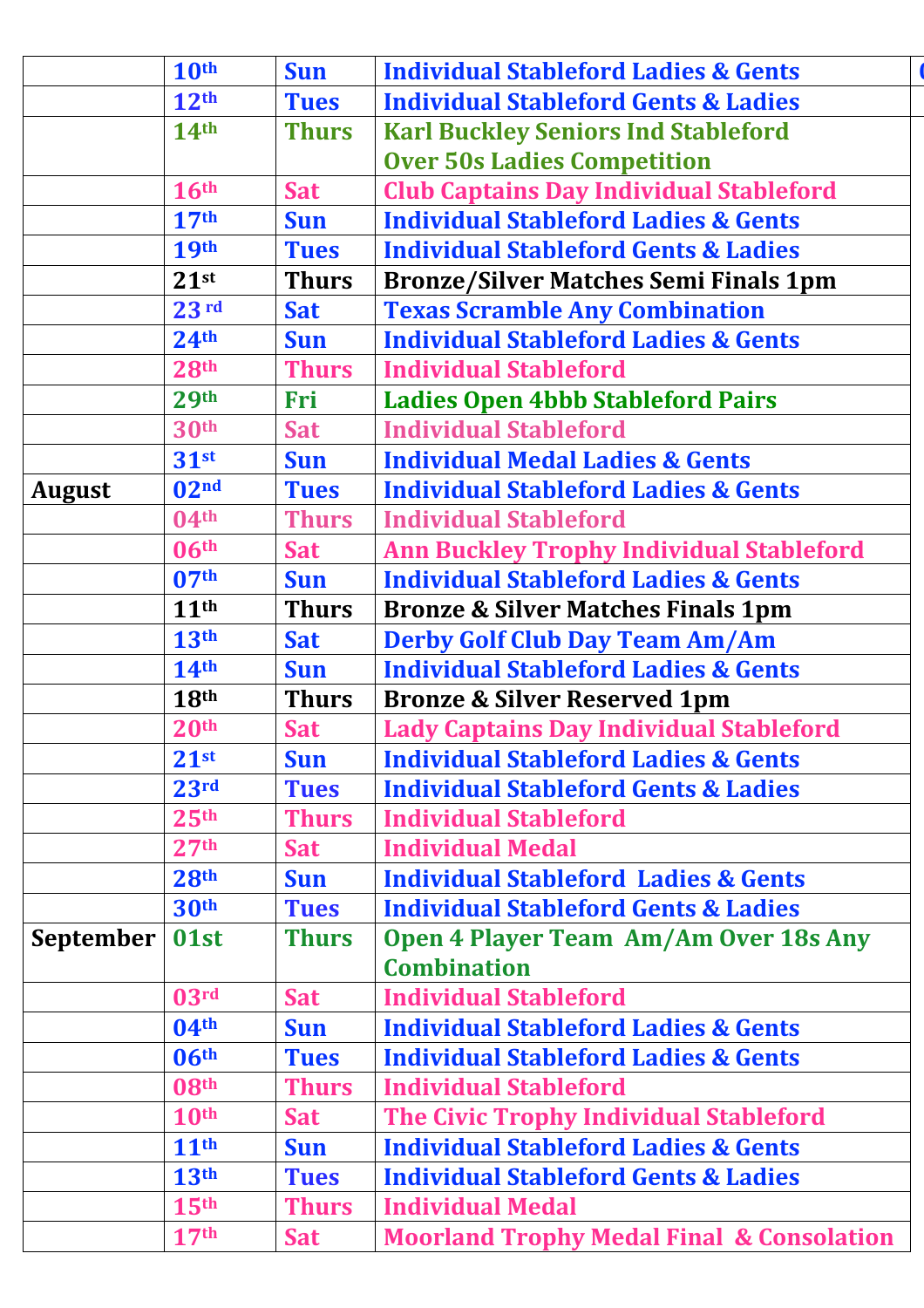| | | | | |
|---|---|---|---|---|
| | 10th | Sun | Individual Stableford Ladies & Gents | |
| | 12th | Tues | Individual Stableford Gents & Ladies | |
| | 14th | Thurs | Karl Buckley Seniors Ind Stableford Over 50s Ladies Competition | |
| | 16th | Sat | Club Captains Day Individual Stableford | |
| | 17th | Sun | Individual Stableford Ladies & Gents | |
| | 19th | Tues | Individual Stableford Gents & Ladies | |
| | 21st | Thurs | Bronze/Silver Matches Semi Finals 1pm | |
| | 23 rd | Sat | Texas Scramble Any Combination | |
| | 24th | Sun | Individual Stableford Ladies & Gents | |
| | 28th | Thurs | Individual Stableford | |
| | 29th | Fri | Ladies Open 4bbb Stableford Pairs | |
| | 30th | Sat | Individual Stableford | |
| | 31st | Sun | Individual Medal Ladies & Gents | |
| August | 02nd | Tues | Individual Stableford Ladies & Gents | |
| | 04th | Thurs | Individual Stableford | |
| | 06th | Sat | Ann Buckley Trophy Individual Stableford | |
| | 07th | Sun | Individual Stableford Ladies & Gents | |
| | 11th | Thurs | Bronze & Silver Matches Finals 1pm | |
| | 13th | Sat | Derby Golf Club Day Team Am/Am | |
| | 14th | Sun | Individual Stableford Ladies & Gents | |
| | 18th | Thurs | Bronze & Silver Reserved 1pm | |
| | 20th | Sat | Lady Captains Day Individual Stableford | |
| | 21st | Sun | Individual Stableford Ladies & Gents | |
| | 23rd | Tues | Individual Stableford Gents & Ladies | |
| | 25th | Thurs | Individual Stableford | |
| | 27th | Sat | Individual Medal | |
| | 28th | Sun | Individual Stableford Ladies & Gents | |
| | 30th | Tues | Individual Stableford Gents & Ladies | |
| September | 01st | Thurs | Open 4 Player Team Am/Am Over 18s Any Combination | |
| | 03rd | Sat | Individual Stableford | |
| | 04th | Sun | Individual Stableford Ladies & Gents | |
| | 06th | Tues | Individual Stableford Ladies & Gents | |
| | 08th | Thurs | Individual Stableford | |
| | 10th | Sat | The Civic Trophy Individual Stableford | |
| | 11th | Sun | Individual Stableford Ladies & Gents | |
| | 13th | Tues | Individual Stableford Gents & Ladies | |
| | 15th | Thurs | Individual Medal | |
| | 17th | Sat | Moorland Trophy Medal Final & Consolation | |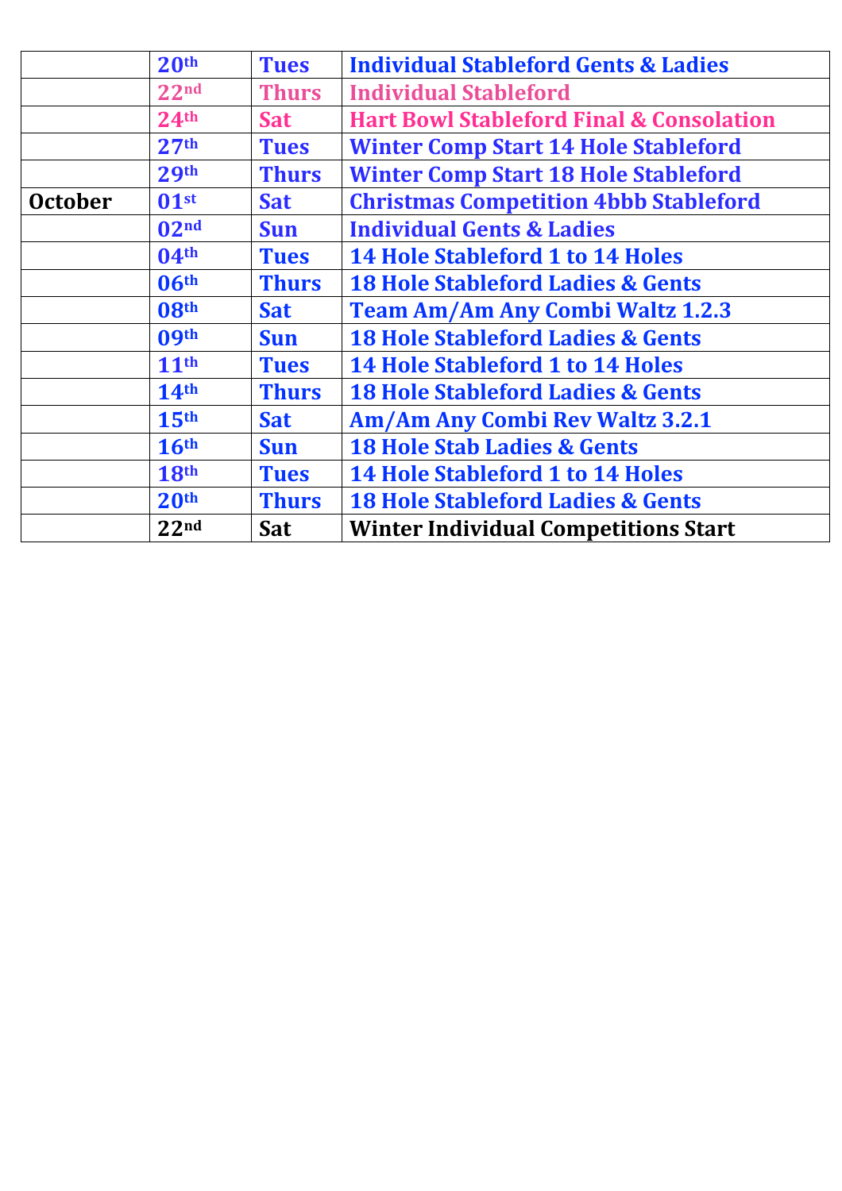| | | | |
|---|---|---|---|
| | 20th | Tues | Individual Stableford Gents & Ladies |
| | 22nd | Thurs | Individual Stableford |
| | 24th | Sat | Hart Bowl Stableford Final & Consolation |
| | 27th | Tues | Winter Comp Start 14 Hole Stableford |
| | 29th | Thurs | Winter Comp Start 18 Hole Stableford |
| October | 01st | Sat | Christmas Competition 4bbb Stableford |
| | 02nd | Sun | Individual Gents & Ladies |
| | 04th | Tues | 14 Hole Stableford 1 to 14 Holes |
| | 06th | Thurs | 18 Hole Stableford Ladies & Gents |
| | 08th | Sat | Team Am/Am Any Combi Waltz 1.2.3 |
| | 09th | Sun | 18 Hole Stableford Ladies & Gents |
| | 11th | Tues | 14 Hole Stableford 1 to 14 Holes |
| | 14th | Thurs | 18 Hole Stableford Ladies & Gents |
| | 15th | Sat | Am/Am Any Combi Rev Waltz 3.2.1 |
| | 16th | Sun | 18 Hole Stab Ladies & Gents |
| | 18th | Tues | 14 Hole Stableford 1 to 14 Holes |
| | 20th | Thurs | 18 Hole Stableford Ladies & Gents |
| | 22nd | Sat | Winter Individual Competitions Start |